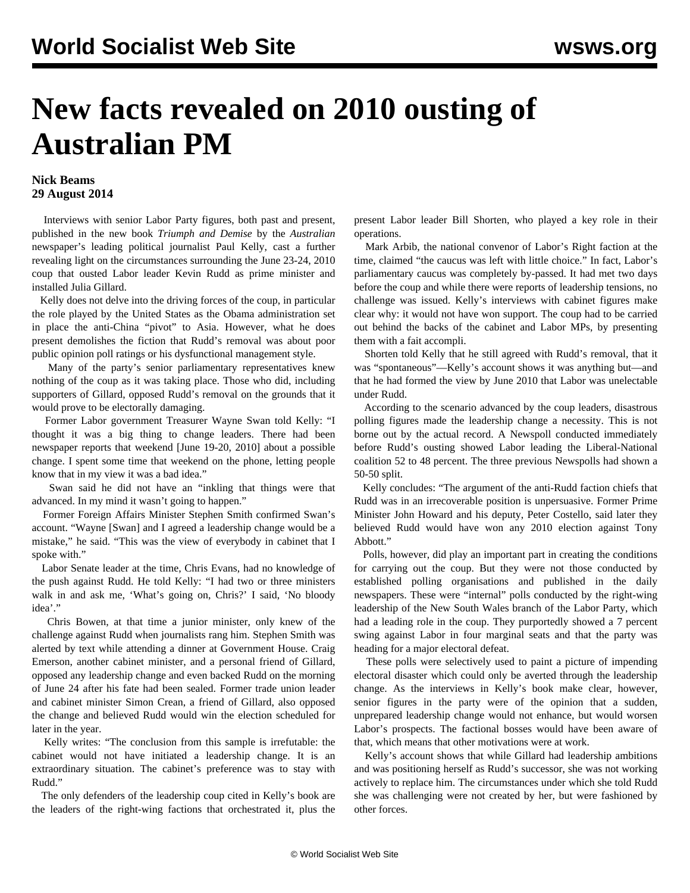# New facts revealed on 2010 ousting of Australian PM

**Nick Beams**
**29 August 2014**

Interviews with senior Labor Party figures, both past and present, published in the new book *Triumph and Demise* by the *Australian* newspaper's leading political journalist Paul Kelly, cast a further revealing light on the circumstances surrounding the June 23-24, 2010 coup that ousted Labor leader Kevin Rudd as prime minister and installed Julia Gillard.

Kelly does not delve into the driving forces of the coup, in particular the role played by the United States as the Obama administration set in place the anti-China "pivot" to Asia. However, what he does present demolishes the fiction that Rudd's removal was about poor public opinion poll ratings or his dysfunctional management style.

Many of the party's senior parliamentary representatives knew nothing of the coup as it was taking place. Those who did, including supporters of Gillard, opposed Rudd's removal on the grounds that it would prove to be electorally damaging.

Former Labor government Treasurer Wayne Swan told Kelly: "I thought it was a big thing to change leaders. There had been newspaper reports that weekend [June 19-20, 2010] about a possible change. I spent some time that weekend on the phone, letting people know that in my view it was a bad idea."

Swan said he did not have an "inkling that things were that advanced. In my mind it wasn't going to happen."

Former Foreign Affairs Minister Stephen Smith confirmed Swan's account. "Wayne [Swan] and I agreed a leadership change would be a mistake," he said. "This was the view of everybody in cabinet that I spoke with."

Labor Senate leader at the time, Chris Evans, had no knowledge of the push against Rudd. He told Kelly: "I had two or three ministers walk in and ask me, 'What's going on, Chris?' I said, 'No bloody idea'."

Chris Bowen, at that time a junior minister, only knew of the challenge against Rudd when journalists rang him. Stephen Smith was alerted by text while attending a dinner at Government House. Craig Emerson, another cabinet minister, and a personal friend of Gillard, opposed any leadership change and even backed Rudd on the morning of June 24 after his fate had been sealed. Former trade union leader and cabinet minister Simon Crean, a friend of Gillard, also opposed the change and believed Rudd would win the election scheduled for later in the year.

Kelly writes: "The conclusion from this sample is irrefutable: the cabinet would not have initiated a leadership change. It is an extraordinary situation. The cabinet's preference was to stay with Rudd."

The only defenders of the leadership coup cited in Kelly's book are the leaders of the right-wing factions that orchestrated it, plus the present Labor leader Bill Shorten, who played a key role in their operations.

Mark Arbib, the national convenor of Labor's Right faction at the time, claimed "the caucus was left with little choice." In fact, Labor's parliamentary caucus was completely by-passed. It had met two days before the coup and while there were reports of leadership tensions, no challenge was issued. Kelly's interviews with cabinet figures make clear why: it would not have won support. The coup had to be carried out behind the backs of the cabinet and Labor MPs, by presenting them with a fait accompli.

Shorten told Kelly that he still agreed with Rudd's removal, that it was "spontaneous"—Kelly's account shows it was anything but—and that he had formed the view by June 2010 that Labor was unelectable under Rudd.

According to the scenario advanced by the coup leaders, disastrous polling figures made the leadership change a necessity. This is not borne out by the actual record. A Newspoll conducted immediately before Rudd's ousting showed Labor leading the Liberal-National coalition 52 to 48 percent. The three previous Newspolls had shown a 50-50 split.

Kelly concludes: "The argument of the anti-Rudd faction chiefs that Rudd was in an irrecoverable position is unpersuasive. Former Prime Minister John Howard and his deputy, Peter Costello, said later they believed Rudd would have won any 2010 election against Tony Abbott."

Polls, however, did play an important part in creating the conditions for carrying out the coup. But they were not those conducted by established polling organisations and published in the daily newspapers. These were "internal" polls conducted by the right-wing leadership of the New South Wales branch of the Labor Party, which had a leading role in the coup. They purportedly showed a 7 percent swing against Labor in four marginal seats and that the party was heading for a major electoral defeat.

These polls were selectively used to paint a picture of impending electoral disaster which could only be averted through the leadership change. As the interviews in Kelly's book make clear, however, senior figures in the party were of the opinion that a sudden, unprepared leadership change would not enhance, but would worsen Labor's prospects. The factional bosses would have been aware of that, which means that other motivations were at work.

Kelly's account shows that while Gillard had leadership ambitions and was positioning herself as Rudd's successor, she was not working actively to replace him. The circumstances under which she told Rudd she was challenging were not created by her, but were fashioned by other forces.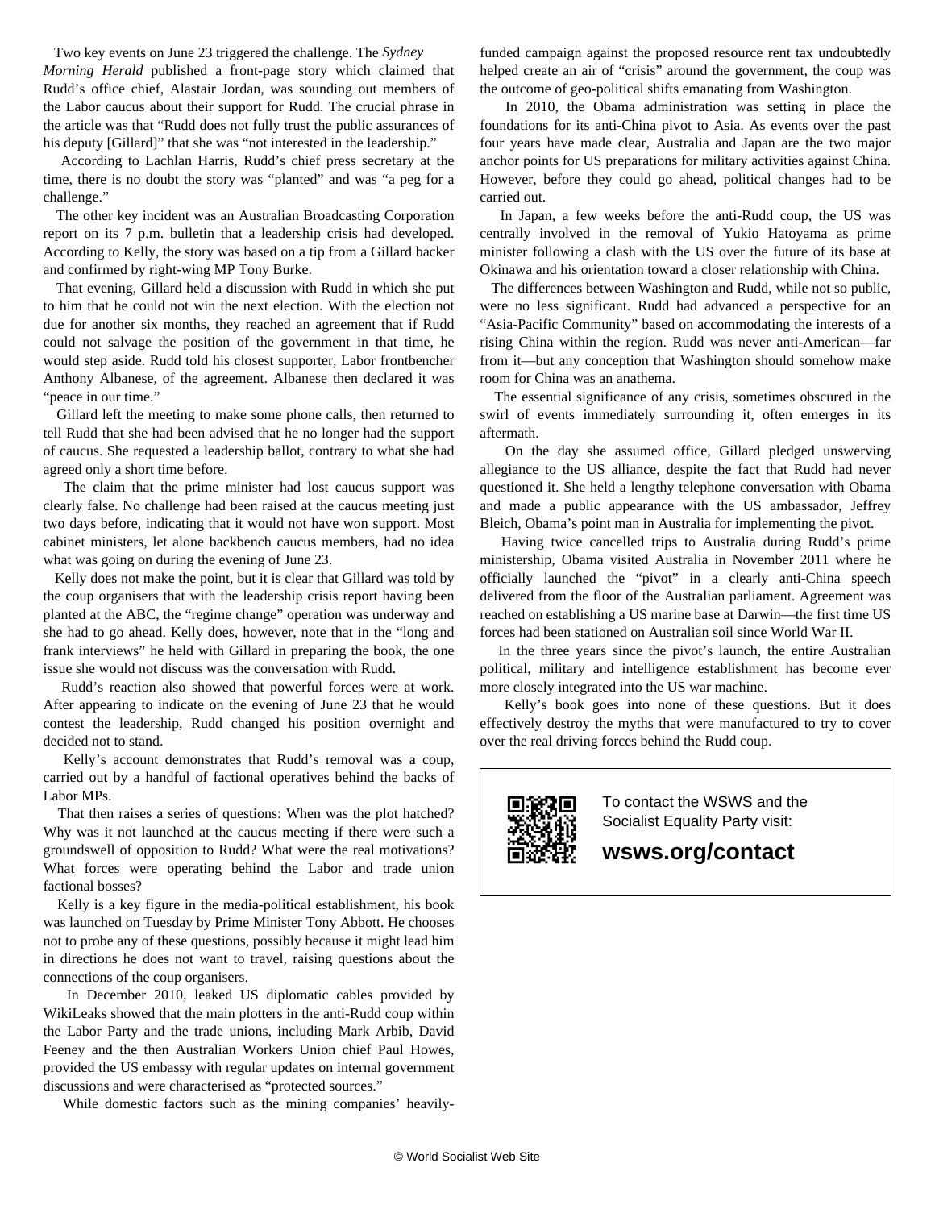Two key events on June 23 triggered the challenge. The *Sydney Morning Herald* published a front-page story which claimed that Rudd's office chief, Alastair Jordan, was sounding out members of the Labor caucus about their support for Rudd. The crucial phrase in the article was that "Rudd does not fully trust the public assurances of his deputy [Gillard]" that she was "not interested in the leadership."

According to Lachlan Harris, Rudd's chief press secretary at the time, there is no doubt the story was "planted" and was "a peg for a challenge."

The other key incident was an Australian Broadcasting Corporation report on its 7 p.m. bulletin that a leadership crisis had developed. According to Kelly, the story was based on a tip from a Gillard backer and confirmed by right-wing MP Tony Burke.

That evening, Gillard held a discussion with Rudd in which she put to him that he could not win the next election. With the election not due for another six months, they reached an agreement that if Rudd could not salvage the position of the government in that time, he would step aside. Rudd told his closest supporter, Labor frontbencher Anthony Albanese, of the agreement. Albanese then declared it was "peace in our time."

Gillard left the meeting to make some phone calls, then returned to tell Rudd that she had been advised that he no longer had the support of caucus. She requested a leadership ballot, contrary to what she had agreed only a short time before.

The claim that the prime minister had lost caucus support was clearly false. No challenge had been raised at the caucus meeting just two days before, indicating that it would not have won support. Most cabinet ministers, let alone backbench caucus members, had no idea what was going on during the evening of June 23.

Kelly does not make the point, but it is clear that Gillard was told by the coup organisers that with the leadership crisis report having been planted at the ABC, the "regime change" operation was underway and she had to go ahead. Kelly does, however, note that in the "long and frank interviews" he held with Gillard in preparing the book, the one issue she would not discuss was the conversation with Rudd.

Rudd's reaction also showed that powerful forces were at work. After appearing to indicate on the evening of June 23 that he would contest the leadership, Rudd changed his position overnight and decided not to stand.

Kelly's account demonstrates that Rudd's removal was a coup, carried out by a handful of factional operatives behind the backs of Labor MPs.

That then raises a series of questions: When was the plot hatched? Why was it not launched at the caucus meeting if there were such a groundswell of opposition to Rudd? What were the real motivations? What forces were operating behind the Labor and trade union factional bosses?

Kelly is a key figure in the media-political establishment, his book was launched on Tuesday by Prime Minister Tony Abbott. He chooses not to probe any of these questions, possibly because it might lead him in directions he does not want to travel, raising questions about the connections of the coup organisers.

In December 2010, leaked US diplomatic cables provided by WikiLeaks showed that the main plotters in the anti-Rudd coup within the Labor Party and the trade unions, including Mark Arbib, David Feeney and the then Australian Workers Union chief Paul Howes, provided the US embassy with regular updates on internal government discussions and were characterised as "protected sources."

While domestic factors such as the mining companies' heavily-funded campaign against the proposed resource rent tax undoubtedly helped create an air of "crisis" around the government, the coup was the outcome of geo-political shifts emanating from Washington.

In 2010, the Obama administration was setting in place the foundations for its anti-China pivot to Asia. As events over the past four years have made clear, Australia and Japan are the two major anchor points for US preparations for military activities against China. However, before they could go ahead, political changes had to be carried out.

In Japan, a few weeks before the anti-Rudd coup, the US was centrally involved in the removal of Yukio Hatoyama as prime minister following a clash with the US over the future of its base at Okinawa and his orientation toward a closer relationship with China.

The differences between Washington and Rudd, while not so public, were no less significant. Rudd had advanced a perspective for an "Asia-Pacific Community" based on accommodating the interests of a rising China within the region. Rudd was never anti-American—far from it—but any conception that Washington should somehow make room for China was an anathema.

The essential significance of any crisis, sometimes obscured in the swirl of events immediately surrounding it, often emerges in its aftermath.

On the day she assumed office, Gillard pledged unswerving allegiance to the US alliance, despite the fact that Rudd had never questioned it. She held a lengthy telephone conversation with Obama and made a public appearance with the US ambassador, Jeffrey Bleich, Obama's point man in Australia for implementing the pivot.

Having twice cancelled trips to Australia during Rudd's prime ministership, Obama visited Australia in November 2011 where he officially launched the "pivot" in a clearly anti-China speech delivered from the floor of the Australian parliament. Agreement was reached on establishing a US marine base at Darwin—the first time US forces had been stationed on Australian soil since World War II.

In the three years since the pivot's launch, the entire Australian political, military and intelligence establishment has become ever more closely integrated into the US war machine.

Kelly's book goes into none of these questions. But it does effectively destroy the myths that were manufactured to try to cover over the real driving forces behind the Rudd coup.

To contact the WSWS and the Socialist Equality Party visit:

**wsws.org/contact**